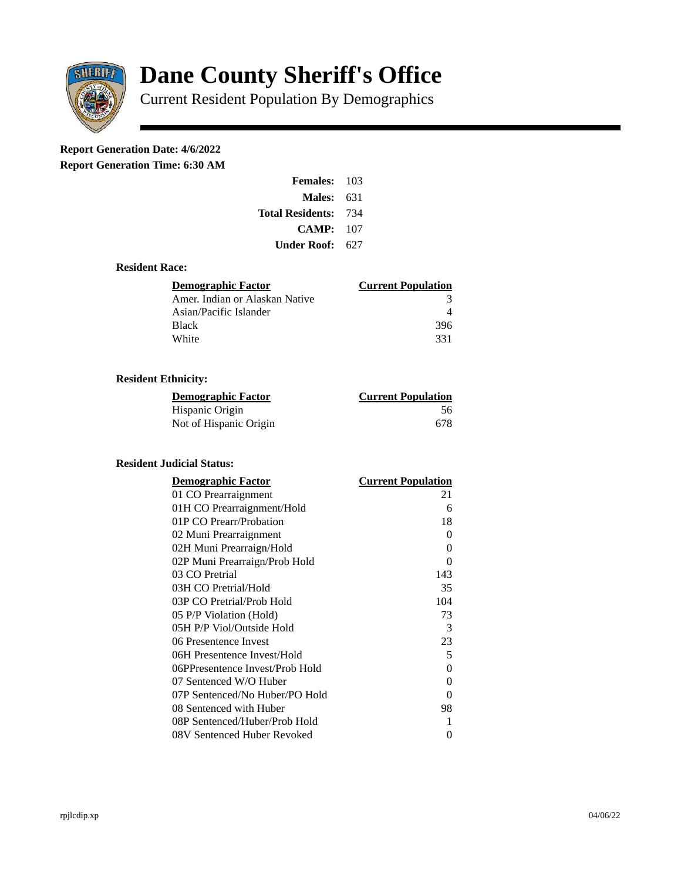# Dane County Sheriff's Office

## Current Resident Population By Demographics

**Report Generation Date: 4/6/2022**

**Report Generation Time: 6:30 AM**

| | |
|---|---|
| **Females:** | 103 |
| **Males:** | 631 |
| **Total Residents:** | 734 |
| **CAMP:** | 107 |
| **Under Roof:** | 627 |

### Resident Race:

| Demographic Factor | Current Population |
|---|---|
| Amer. Indian or Alaskan Native | 3 |
| Asian/Pacific Islander | 4 |
| Black | 396 |
| White | 331 |

### Resident Ethnicity:

| Demographic Factor | Current Population |
|---|---|
| Hispanic Origin | 56 |
| Not of Hispanic Origin | 678 |

### Resident Judicial Status:

| Demographic Factor | Current Population |
|---|---|
| 01 CO Prearraignment | 21 |
| 01H CO Prearraignment/Hold | 6 |
| 01P CO Prearr/Probation | 18 |
| 02 Muni Prearraignment | 0 |
| 02H Muni Prearraign/Hold | 0 |
| 02P Muni Prearraign/Prob Hold | 0 |
| 03 CO Pretrial | 143 |
| 03H CO Pretrial/Hold | 35 |
| 03P CO Pretrial/Prob Hold | 104 |
| 05 P/P Violation (Hold) | 73 |
| 05H P/P Viol/Outside Hold | 3 |
| 06 Presentence Invest | 23 |
| 06H Presentence Invest/Hold | 5 |
| 06PPresentence Invest/Prob Hold | 0 |
| 07 Sentenced W/O Huber | 0 |
| 07P Sentenced/No Huber/PO Hold | 0 |
| 08 Sentenced with Huber | 98 |
| 08P Sentenced/Huber/Prob Hold | 1 |
| 08V Sentenced Huber Revoked | 0 |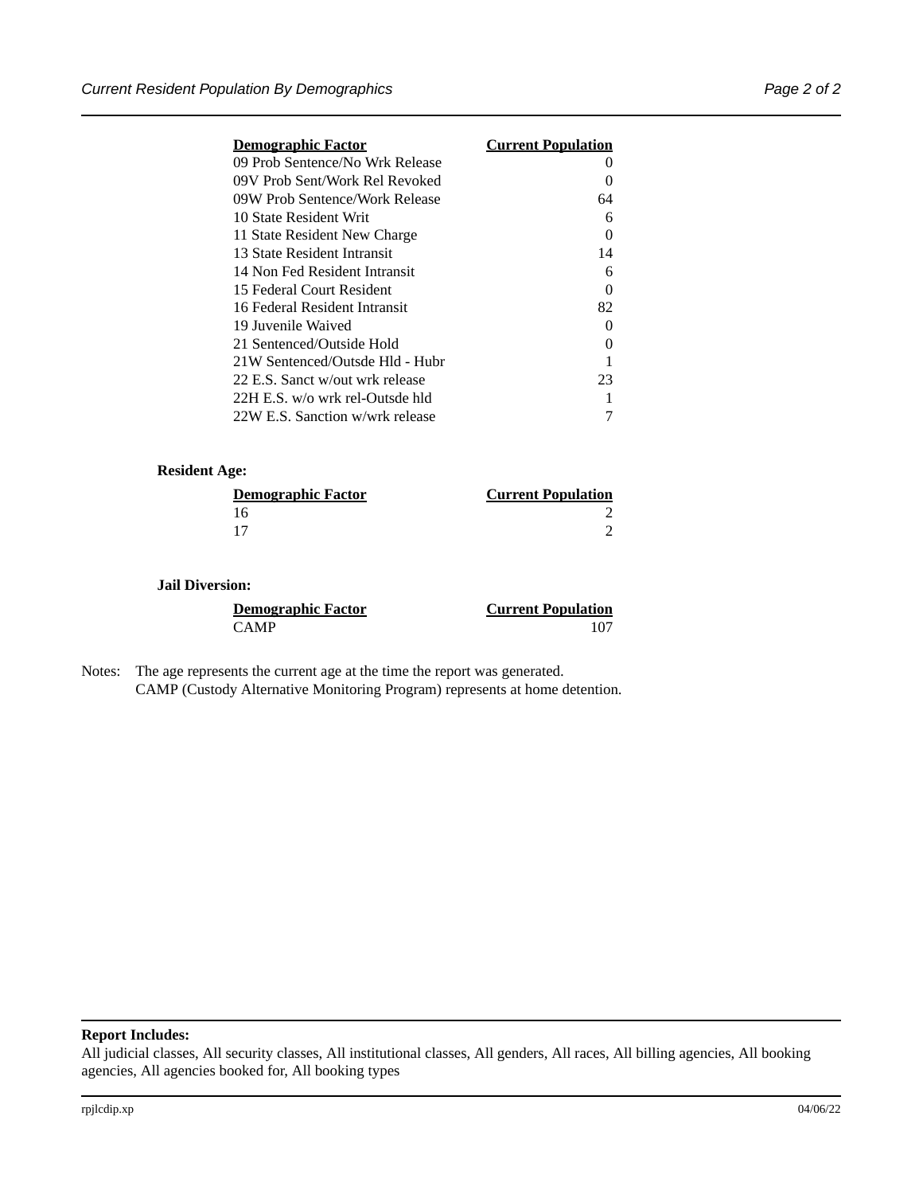| Demographic Factor | Current Population |
|---|---|
| 09 Prob Sentence/No Wrk Release | 0 |
| 09V Prob Sent/Work Rel Revoked | 0 |
| 09W Prob Sentence/Work Release | 64 |
| 10 State Resident Writ | 6 |
| 11 State Resident New Charge | 0 |
| 13 State Resident Intransit | 14 |
| 14 Non Fed Resident Intransit | 6 |
| 15 Federal Court Resident | 0 |
| 16 Federal Resident Intransit | 82 |
| 19 Juvenile Waived | 0 |
| 21 Sentenced/Outside Hold | 0 |
| 21W Sentenced/Outsde Hld - Hubr | 1 |
| 22 E.S. Sanct w/out wrk release | 23 |
| 22H E.S. w/o wrk rel-Outsde hld | 1 |
| 22W E.S. Sanction w/wrk release | 7 |

**Resident Age:**

| Demographic Factor | Current Population |
|---|---|
| 16 | 2 |
| 17 | 2 |

**Jail Diversion:**

| Demographic Factor | Current Population |
|---|---|
| CAMP | 107 |

Notes: The age represents the current age at the time the report was generated.
CAMP (Custody Alternative Monitoring Program) represents at home detention.

**Report Includes:**
All judicial classes, All security classes, All institutional classes, All genders, All races, All billing agencies, All booking agencies, All agencies booked for, All booking types